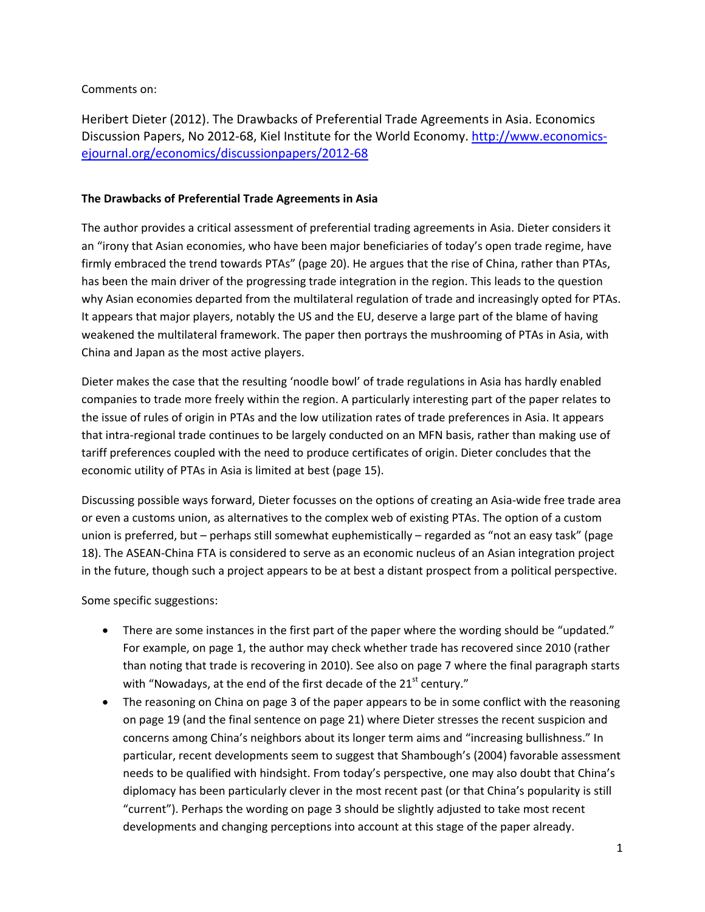Comments on:

Heribert Dieter (2012). The Drawbacks of Preferential Trade Agreements in Asia. Economics Discussion Papers, No 2012-68, Kiel Institute for the World Economy. [http://www.economics-ejournal.org/economics/discussionpapers/2012-68](http://www.economics-ejournal.org/economics/discussionpapers/2012-68)

**The Drawbacks of Preferential Trade Agreements in Asia**

The author provides a critical assessment of preferential trading agreements in Asia. Dieter considers it an "irony that Asian economies, who have been major beneficiaries of today's open trade regime, have firmly embraced the trend towards PTAs" (page 20). He argues that the rise of China, rather than PTAs, has been the main driver of the progressing trade integration in the region. This leads to the question why Asian economies departed from the multilateral regulation of trade and increasingly opted for PTAs. It appears that major players, notably the US and the EU, deserve a large part of the blame of having weakened the multilateral framework. The paper then portrays the mushrooming of PTAs in Asia, with China and Japan as the most active players.

Dieter makes the case that the resulting 'noodle bowl' of trade regulations in Asia has hardly enabled companies to trade more freely within the region. A particularly interesting part of the paper relates to the issue of rules of origin in PTAs and the low utilization rates of trade preferences in Asia. It appears that intra-regional trade continues to be largely conducted on an MFN basis, rather than making use of tariff preferences coupled with the need to produce certificates of origin. Dieter concludes that the economic utility of PTAs in Asia is limited at best (page 15).

Discussing possible ways forward, Dieter focusses on the options of creating an Asia-wide free trade area or even a customs union, as alternatives to the complex web of existing PTAs. The option of a custom union is preferred, but – perhaps still somewhat euphemistically – regarded as "not an easy task" (page 18). The ASEAN-China FTA is considered to serve as an economic nucleus of an Asian integration project in the future, though such a project appears to be at best a distant prospect from a political perspective.

Some specific suggestions:

- There are some instances in the first part of the paper where the wording should be "updated." For example, on page 1, the author may check whether trade has recovered since 2010 (rather than noting that trade is recovering in 2010). See also on page 7 where the final paragraph starts with "Nowadays, at the end of the first decade of the 21st century."
- The reasoning on China on page 3 of the paper appears to be in some conflict with the reasoning on page 19 (and the final sentence on page 21) where Dieter stresses the recent suspicion and concerns among China's neighbors about its longer term aims and "increasing bullishness." In particular, recent developments seem to suggest that Shambough's (2004) favorable assessment needs to be qualified with hindsight. From today's perspective, one may also doubt that China's diplomacy has been particularly clever in the most recent past (or that China's popularity is still "current"). Perhaps the wording on page 3 should be slightly adjusted to take most recent developments and changing perceptions into account at this stage of the paper already.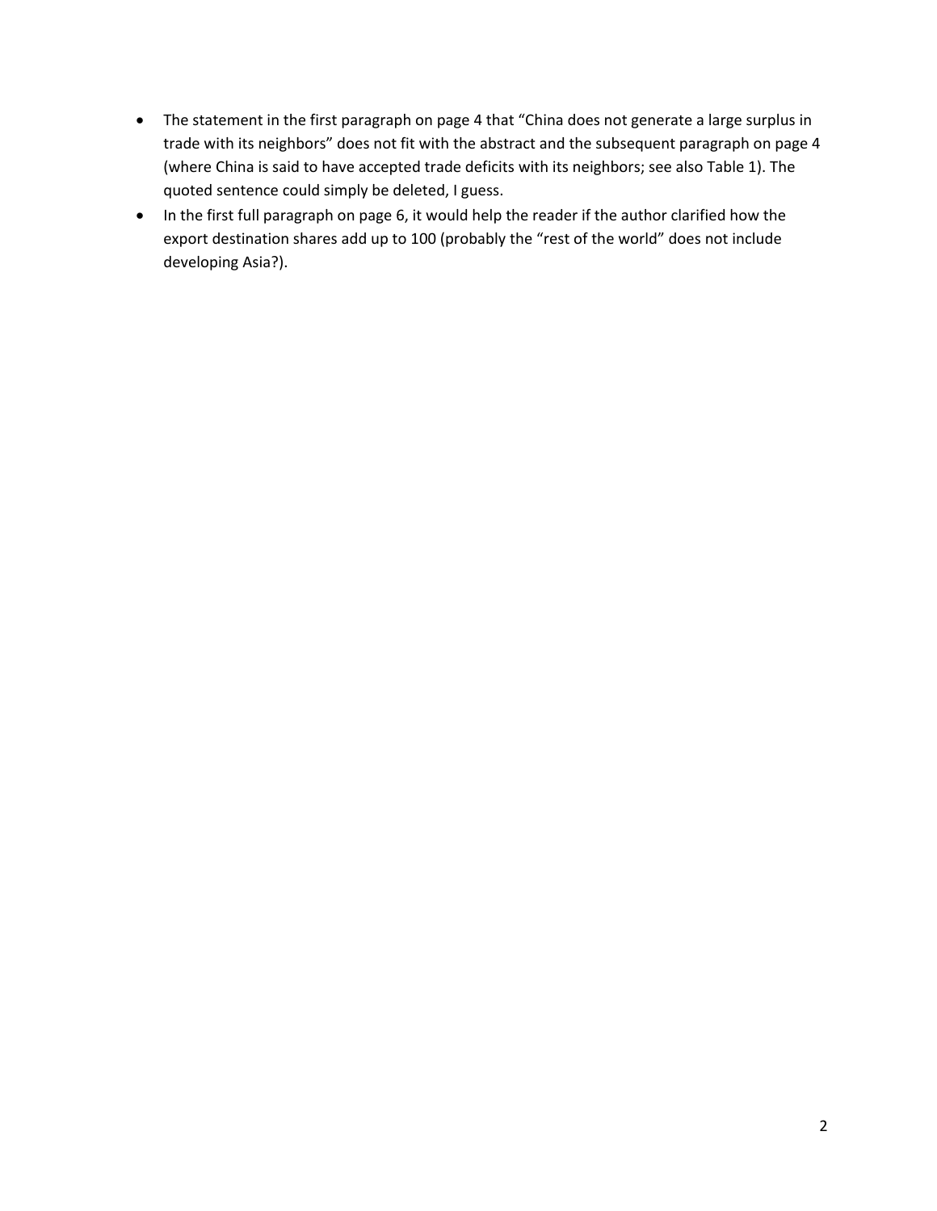- The statement in the first paragraph on page 4 that "China does not generate a large surplus in trade with its neighbors" does not fit with the abstract and the subsequent paragraph on page 4 (where China is said to have accepted trade deficits with its neighbors; see also Table 1). The quoted sentence could simply be deleted, I guess.
- In the first full paragraph on page 6, it would help the reader if the author clarified how the export destination shares add up to 100 (probably the "rest of the world" does not include developing Asia?).